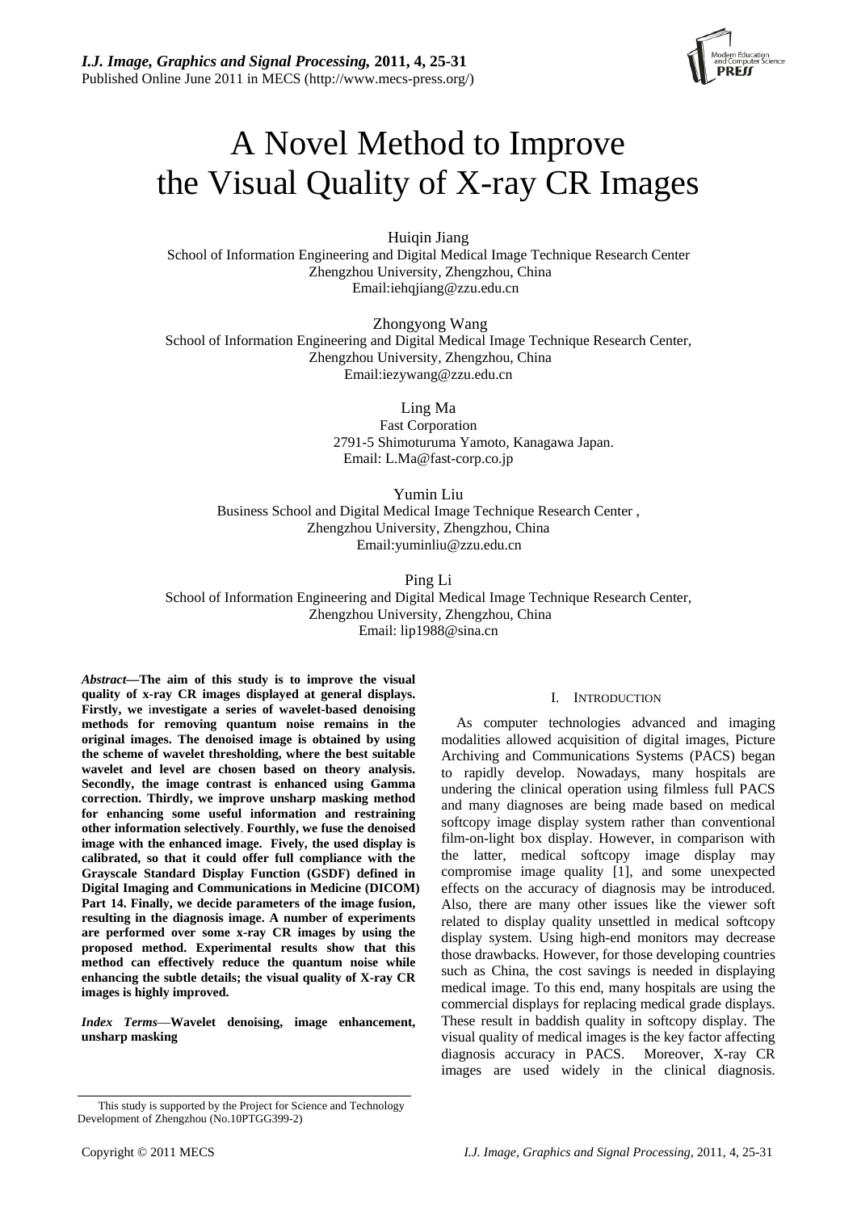# A Novel Method to Improve the Visual Quality of X-ray CR Images

Huiqin Jiang
School of Information Engineering and Digital Medical Image Technique Research Center
Zhengzhou University, Zhengzhou, China
Email:iehqjiang@zzu.edu.cn

Zhongyong Wang
School of Information Engineering and Digital Medical Image Technique Research Center,
Zhengzhou University, Zhengzhou, China
Email:iezywang@zzu.edu.cn

Ling Ma
Fast Corporation
2791-5 Shimoturuma Yamoto, Kanagawa Japan.
Email: L.Ma@fast-corp.co.jp

Yumin Liu
Business School and Digital Medical Image Technique Research Center ,
Zhengzhou University, Zhengzhou, China
Email:yuminliu@zzu.edu.cn

Ping Li
School of Information Engineering and Digital Medical Image Technique Research Center,
Zhengzhou University, Zhengzhou, China
Email: lip1988@sina.cn

***Abstract*—The aim of this study is to improve the visual quality of x-ray CR images displayed at general displays. Firstly, we investigate a series of wavelet-based denoising methods for removing quantum noise remains in the original images. The denoised image is obtained by using the scheme of wavelet thresholding, where the best suitable wavelet and level are chosen based on theory analysis. Secondly, the image contrast is enhanced using Gamma correction. Thirdly, we improve unsharp masking method for enhancing some useful information and restraining other information selectively. Fourthly, we fuse the denoised image with the enhanced image. Fively, the used display is calibrated, so that it could offer full compliance with the Grayscale Standard Display Function (GSDF) defined in Digital Imaging and Communications in Medicine (DICOM) Part 14. Finally, we decide parameters of the image fusion, resulting in the diagnosis image. A number of experiments are performed over some x-ray CR images by using the proposed method. Experimental results show that this method can effectively reduce the quantum noise while enhancing the subtle details; the visual quality of X-ray CR images is highly improved.**

***Index Terms*—Wavelet denoising, image enhancement, unsharp masking**

## I. Introduction

As computer technologies advanced and imaging modalities allowed acquisition of digital images, Picture Archiving and Communications Systems (PACS) began to rapidly develop. Nowadays, many hospitals are undering the clinical operation using filmless full PACS and many diagnoses are being made based on medical softcopy image display system rather than conventional film-on-light box display. However, in comparison with the latter, medical softcopy image display may compromise image quality [1], and some unexpected effects on the accuracy of diagnosis may be introduced. Also, there are many other issues like the viewer soft related to display quality unsettled in medical softcopy display system. Using high-end monitors may decrease those drawbacks. However, for those developing countries such as China, the cost savings is needed in displaying medical image. To this end, many hospitals are using the commercial displays for replacing medical grade displays. These result in baddish quality in softcopy display. The visual quality of medical images is the key factor affecting diagnosis accuracy in PACS. Moreover, X-ray CR images are used widely in the clinical diagnosis.

This study is supported by the Project for Science and Technology Development of Zhengzhou (No.10PTGG399-2)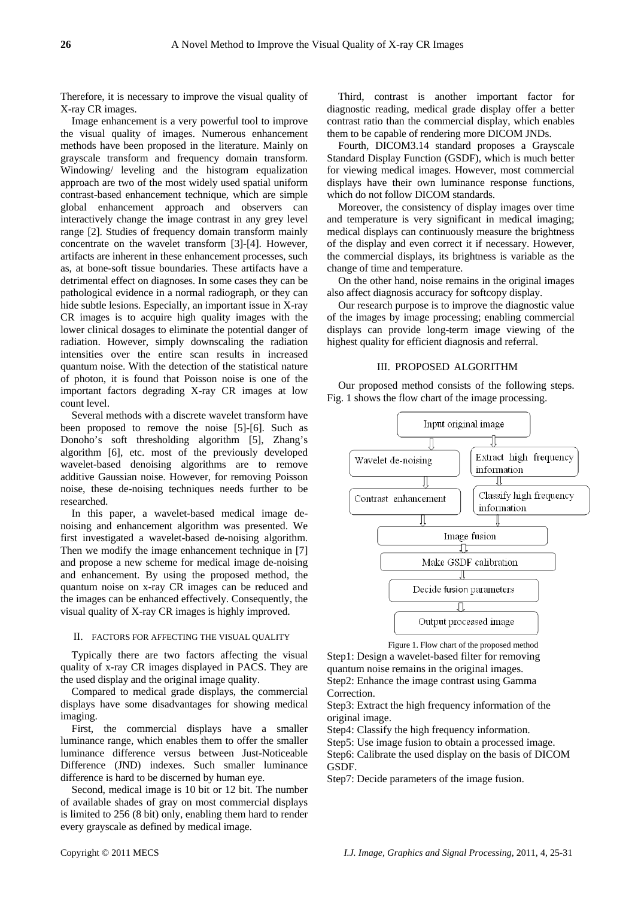Therefore, it is necessary to improve the visual quality of X-ray CR images.

Image enhancement is a very powerful tool to improve the visual quality of images. Numerous enhancement methods have been proposed in the literature. Mainly on grayscale transform and frequency domain transform. Windowing/ leveling and the histogram equalization approach are two of the most widely used spatial uniform contrast-based enhancement technique, which are simple global enhancement approach and observers can interactively change the image contrast in any grey level range [2]. Studies of frequency domain transform mainly concentrate on the wavelet transform [3]-[4]. However, artifacts are inherent in these enhancement processes, such as, at bone-soft tissue boundaries. These artifacts have a detrimental effect on diagnoses. In some cases they can be pathological evidence in a normal radiograph, or they can hide subtle lesions. Especially, an important issue in X-ray CR images is to acquire high quality images with the lower clinical dosages to eliminate the potential danger of radiation. However, simply downscaling the radiation intensities over the entire scan results in increased quantum noise. With the detection of the statistical nature of photon, it is found that Poisson noise is one of the important factors degrading X-ray CR images at low count level.

Several methods with a discrete wavelet transform have been proposed to remove the noise [5]-[6]. Such as Donoho's soft thresholding algorithm [5], Zhang's algorithm [6], etc. most of the previously developed wavelet-based denoising algorithms are to remove additive Gaussian noise. However, for removing Poisson noise, these de-noising techniques needs further to be researched.

In this paper, a wavelet-based medical image de-noising and enhancement algorithm was presented. We first investigated a wavelet-based de-noising algorithm. Then we modify the image enhancement technique in [7] and propose a new scheme for medical image de-noising and enhancement. By using the proposed method, the quantum noise on x-ray CR images can be reduced and the images can be enhanced effectively. Consequently, the visual quality of X-ray CR images is highly improved.

## II. FACTORS FOR AFFECTING THE VISUAL QUALITY

Typically there are two factors affecting the visual quality of x-ray CR images displayed in PACS. They are the used display and the original image quality.

Compared to medical grade displays, the commercial displays have some disadvantages for showing medical imaging.

First, the commercial displays have a smaller luminance range, which enables them to offer the smaller luminance difference versus between Just-Noticeable Difference (JND) indexes. Such smaller luminance difference is hard to be discerned by human eye.

Second, medical image is 10 bit or 12 bit. The number of available shades of gray on most commercial displays is limited to 256 (8 bit) only, enabling them hard to render every grayscale as defined by medical image.

Third, contrast is another important factor for diagnostic reading, medical grade display offer a better contrast ratio than the commercial display, which enables them to be capable of rendering more DICOM JNDs.

Fourth, DICOM3.14 standard proposes a Grayscale Standard Display Function (GSDF), which is much better for viewing medical images. However, most commercial displays have their own luminance response functions, which do not follow DICOM standards.

Moreover, the consistency of display images over time and temperature is very significant in medical imaging; medical displays can continuously measure the brightness of the display and even correct it if necessary. However, the commercial displays, its brightness is variable as the change of time and temperature.

On the other hand, noise remains in the original images also affect diagnosis accuracy for softcopy display.

Our research purpose is to improve the diagnostic value of the images by image processing; enabling commercial displays can provide long-term image viewing of the highest quality for efficient diagnosis and referral.

## III. PROPOSED ALGORITHM

Our proposed method consists of the following steps. Fig. 1 shows the flow chart of the image processing.

Input original image → (Wavelet de-noising → Contrast enhancement) and (Extract high frequency information → Classify high frequency information) → Image fusion → Make GSDF calibration → Decide fusion parameters → Output processed image

Figure 1. Flow chart of the proposed method

Step1: Design a wavelet-based filter for removing quantum noise remains in the original images.

Step2: Enhance the image contrast using Gamma Correction.

Step3: Extract the high frequency information of the original image.

Step4: Classify the high frequency information.

Step5: Use image fusion to obtain a processed image.

Step6: Calibrate the used display on the basis of DICOM GSDF.

Step7: Decide parameters of the image fusion.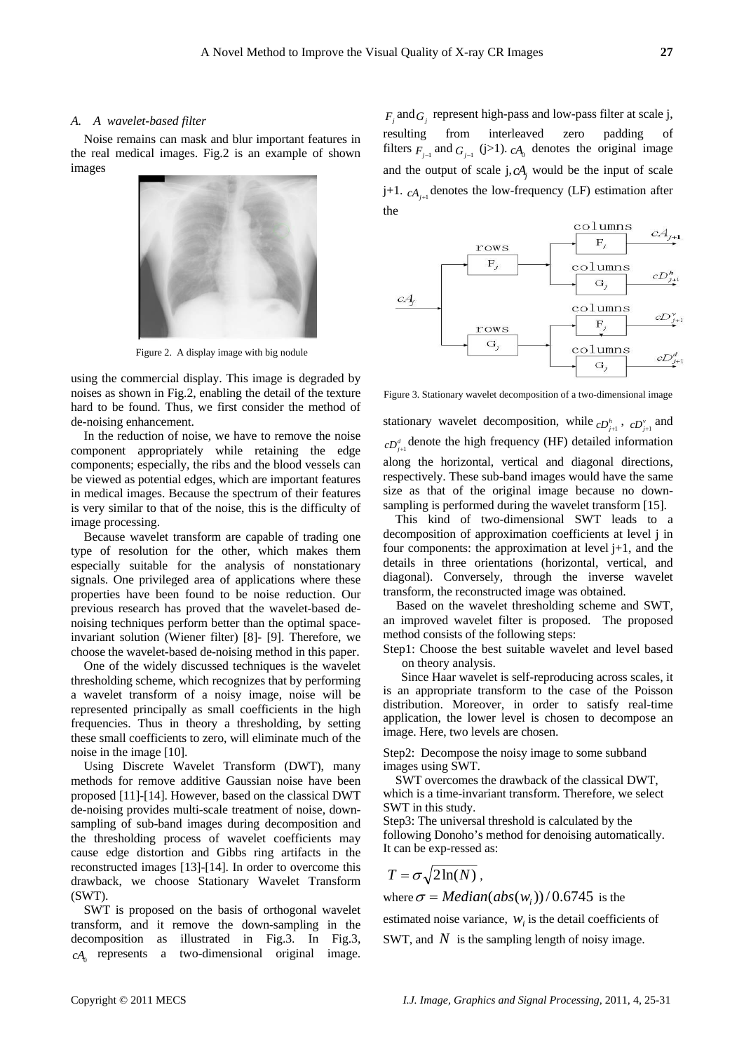### A. A wavelet-based filter

Noise remains can mask and blur important features in the real medical images. Fig.2 is an example of shown images

Figure 2. A display image with big nodule

using the commercial display. This image is degraded by noises as shown in Fig.2, enabling the detail of the texture hard to be found. Thus, we first consider the method of de-noising enhancement.

In the reduction of noise, we have to remove the noise component appropriately while retaining the edge components; especially, the ribs and the blood vessels can be viewed as potential edges, which are important features in medical images. Because the spectrum of their features is very similar to that of the noise, this is the difficulty of image processing.

Because wavelet transform are capable of trading one type of resolution for the other, which makes them especially suitable for the analysis of nonstationary signals. One privileged area of applications where these properties have been found to be noise reduction. Our previous research has proved that the wavelet-based de-noising techniques perform better than the optimal space-invariant solution (Wiener filter) [8]- [9]. Therefore, we choose the wavelet-based de-noising method in this paper.

One of the widely discussed techniques is the wavelet thresholding scheme, which recognizes that by performing a wavelet transform of a noisy image, noise will be represented principally as small coefficients in the high frequencies. Thus in theory a thresholding, by setting these small coefficients to zero, will eliminate much of the noise in the image [10].

Using Discrete Wavelet Transform (DWT), many methods for remove additive Gaussian noise have been proposed [11]-[14]. However, based on the classical DWT de-noising provides multi-scale treatment of noise, down-sampling of sub-band images during decomposition and the thresholding process of wavelet coefficients may cause edge distortion and Gibbs ring artifacts in the reconstructed images [13]-[14]. In order to overcome this drawback, we choose Stationary Wavelet Transform (SWT).

SWT is proposed on the basis of orthogonal wavelet transform, and it remove the down-sampling in the decomposition as illustrated in Fig.3. In Fig.3, $cA_0$ represents a two-dimensional original image. $F_j$ and $G_j$ represent high-pass and low-pass filter at scale j, resulting from interleaved zero padding of filters $F_{j-1}$ and $G_{j-1}$ (j>1). $cA_0$ denotes the original image and the output of scale j, $cA_j$ would be the input of scale j+1. $cA_{j+1}$ denotes the low-frequency (LF) estimation after the

Figure 3. Stationary wavelet decomposition of a two-dimensional image

stationary wavelet decomposition, while $cD_{j+1}^h$, $cD_{j+1}^v$ and $cD_{j+1}^d$ denote the high frequency (HF) detailed information along the horizontal, vertical and diagonal directions, respectively. These sub-band images would have the same size as that of the original image because no down-sampling is performed during the wavelet transform [15].

This kind of two-dimensional SWT leads to a decomposition of approximation coefficients at level j in four components: the approximation at level j+1, and the details in three orientations (horizontal, vertical, and diagonal). Conversely, through the inverse wavelet transform, the reconstructed image was obtained.

Based on the wavelet thresholding scheme and SWT, an improved wavelet filter is proposed. The proposed method consists of the following steps:

Step1: Choose the best suitable wavelet and level based on theory analysis.

Since Haar wavelet is self-reproducing across scales, it is an appropriate transform to the case of the Poisson distribution. Moreover, in order to satisfy real-time application, the lower level is chosen to decompose an image. Here, two levels are chosen.

Step2: Decompose the noisy image to some subband images using SWT.

SWT overcomes the drawback of the classical DWT, which is a time-invariant transform. Therefore, we select SWT in this study.

Step3: The universal threshold is calculated by the following Donoho's method for denoising automatically. It can be exp-ressed as:

$$T = \sigma\sqrt{2\ln(N)},$$

where $\sigma = Median(abs(w_i))/0.6745$ is the estimated noise variance, $w_i$ is the detail coefficients of SWT, and $N$ is the sampling length of noisy image.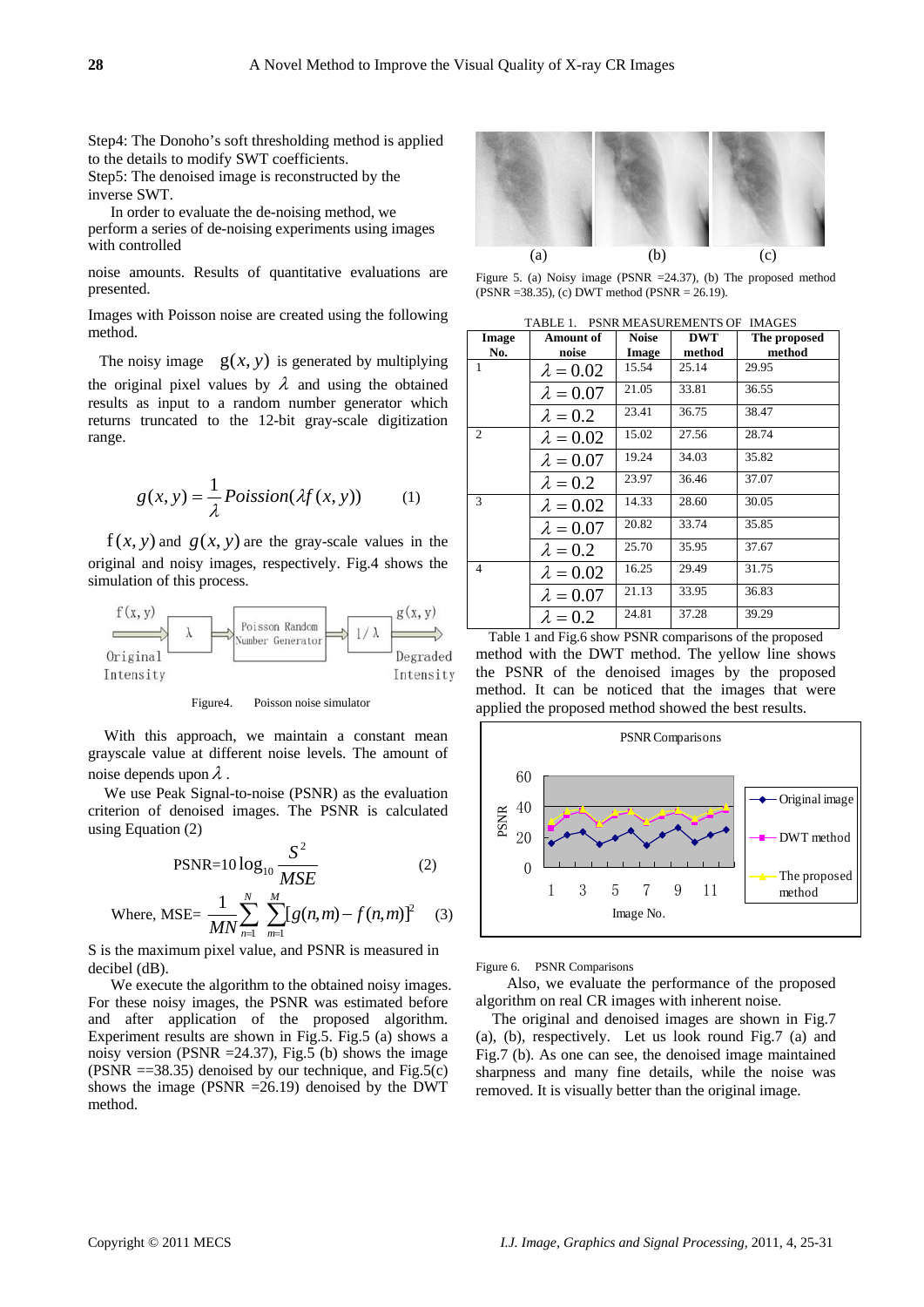Step4: The Donoho's soft thresholding method is applied to the details to modify SWT coefficients.

Step5: The denoised image is reconstructed by the inverse SWT.

In order to evaluate the de-noising method, we perform a series of de-noising experiments using images with controlled noise amounts. Results of quantitative evaluations are presented.

Images with Poisson noise are created using the following method.

The noisy image $g(x, y)$ is generated by multiplying the original pixel values by $\lambda$ and using the obtained results as input to a random number generator which returns truncated to the 12-bit gray-scale digitization range.

$$g(x, y) = \frac{1}{\lambda} Poission(\lambda f(x, y)) \qquad (1)$$

$f(x, y)$ and $g(x, y)$ are the gray-scale values in the original and noisy images, respectively. Fig.4 shows the simulation of this process.

f(x, y) → λ → Poisson Random Number Generator → 1/λ → g(x, y)

Original Intensity — Degraded Intensity

Figure4. Poisson noise simulator

With this approach, we maintain a constant mean grayscale value at different noise levels. The amount of noise depends upon $\lambda$.

We use Peak Signal-to-noise (PSNR) as the evaluation criterion of denoised images. The PSNR is calculated using Equation (2)

$$\text{PSNR}=10\log_{10}\frac{S^2}{MSE} \qquad (2)$$

$$\text{Where, MSE}=\frac{1}{MN}\sum_{n=1}^{N}\sum_{m=1}^{M}[g(n,m)-f(n,m)]^2 \qquad (3)$$

S is the maximum pixel value, and PSNR is measured in decibel (dB).

We execute the algorithm to the obtained noisy images. For these noisy images, the PSNR was estimated before and after application of the proposed algorithm. Experiment results are shown in Fig.5. Fig.5 (a) shows a noisy version (PSNR =24.37), Fig.5 (b) shows the image (PSNR ==38.35) denoised by our technique, and Fig.5(c) shows the image (PSNR =26.19) denoised by the DWT method.

(a) (b) (c)

Figure 5. (a) Noisy image (PSNR =24.37), (b) The proposed method (PSNR =38.35), (c) DWT method (PSNR = 26.19).

TABLE 1. PSNR MEASUREMENTS OF IMAGES

| Image No. | Amount of noise | Noise Image | DWT method | The proposed method |
|---|---|---|---|---|
| 1 | $\lambda = 0.02$ | 15.54 | 25.14 | 29.95 |
| | $\lambda = 0.07$ | 21.05 | 33.81 | 36.55 |
| | $\lambda = 0.2$ | 23.41 | 36.75 | 38.47 |
| 2 | $\lambda = 0.02$ | 15.02 | 27.56 | 28.74 |
| | $\lambda = 0.07$ | 19.24 | 34.03 | 35.82 |
| | $\lambda = 0.2$ | 23.97 | 36.46 | 37.07 |
| 3 | $\lambda = 0.02$ | 14.33 | 28.60 | 30.05 |
| | $\lambda = 0.07$ | 20.82 | 33.74 | 35.85 |
| | $\lambda = 0.2$ | 25.70 | 35.95 | 37.67 |
| 4 | $\lambda = 0.02$ | 16.25 | 29.49 | 31.75 |
| | $\lambda = 0.07$ | 21.13 | 33.95 | 36.83 |
| | $\lambda = 0.2$ | 24.81 | 37.28 | 39.29 |

Table 1 and Fig.6 show PSNR comparisons of the proposed method with the DWT method. The yellow line shows the PSNR of the denoised images by the proposed method. It can be noticed that the images that were applied the proposed method showed the best results.

Figure 6. PSNR Comparisons

Also, we evaluate the performance of the proposed algorithm on real CR images with inherent noise.

The original and denoised images are shown in Fig.7 (a), (b), respectively. Let us look round Fig.7 (a) and Fig.7 (b). As one can see, the denoised image maintained sharpness and many fine details, while the noise was removed. It is visually better than the original image.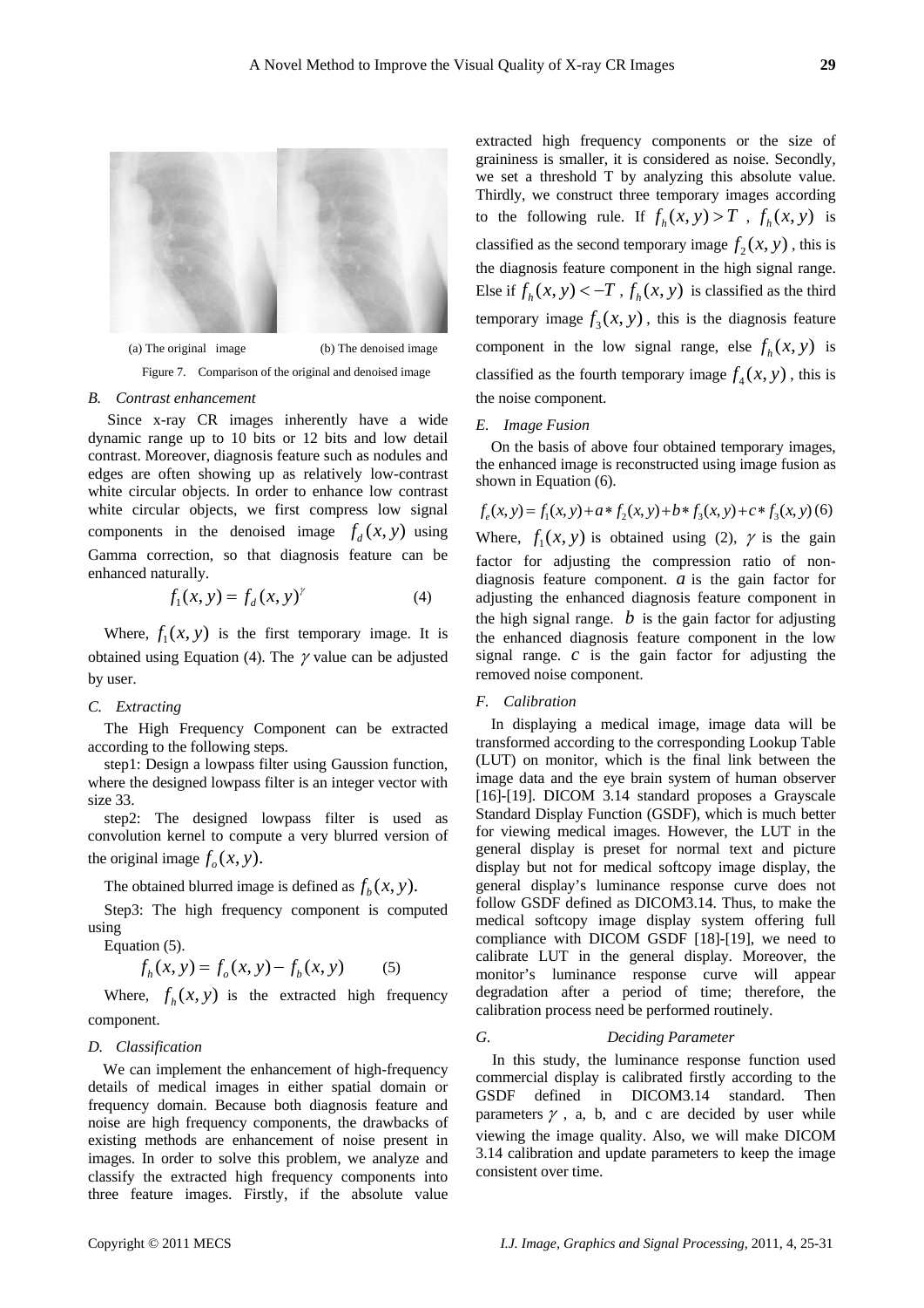(a) The original image (b) The denoised image

Figure 7. Comparison of the original and denoised image

### B. Contrast enhancement

Since x-ray CR images inherently have a wide dynamic range up to 10 bits or 12 bits and low detail contrast. Moreover, diagnosis feature such as nodules and edges are often showing up as relatively low-contrast white circular objects. In order to enhance low contrast white circular objects, we first compress low signal components in the denoised image $f_d(x, y)$ using Gamma correction, so that diagnosis feature can be enhanced naturally.

$$f_1(x, y) = f_d(x, y)^{\gamma} \tag{4}$$

Where, $f_1(x, y)$ is the first temporary image. It is obtained using Equation (4). The $\gamma$ value can be adjusted by user.

### C. Extracting

The High Frequency Component can be extracted according to the following steps.

step1: Design a lowpass filter using Gaussion function, where the designed lowpass filter is an integer vector with size 33.

step2: The designed lowpass filter is used as convolution kernel to compute a very blurred version of the original image $f_o(x, y)$.

The obtained blurred image is defined as $f_b(x, y)$.

Step3: The high frequency component is computed using

Equation (5).

$$f_h(x, y) = f_o(x, y) - f_b(x, y) \tag{5}$$

Where, $f_h(x, y)$ is the extracted high frequency component.

### D. Classification

We can implement the enhancement of high-frequency details of medical images in either spatial domain or frequency domain. Because both diagnosis feature and noise are high frequency components, the drawbacks of existing methods are enhancement of noise present in images. In order to solve this problem, we analyze and classify the extracted high frequency components into three feature images. Firstly, if the absolute value extracted high frequency components or the size of graininess is smaller, it is considered as noise. Secondly, we set a threshold T by analyzing this absolute value. Thirdly, we construct three temporary images according to the following rule. If $f_h(x, y) > T$, $f_h(x, y)$ is classified as the second temporary image $f_2(x, y)$, this is the diagnosis feature component in the high signal range. Else if $f_h(x, y) < -T$, $f_h(x, y)$ is classified as the third temporary image $f_3(x, y)$, this is the diagnosis feature component in the low signal range, else $f_h(x, y)$ is classified as the fourth temporary image $f_4(x, y)$, this is the noise component.

### E. Image Fusion

On the basis of above four obtained temporary images, the enhanced image is reconstructed using image fusion as shown in Equation (6).

$$f_e(x, y) = f_1(x, y) + a * f_2(x, y) + b * f_3(x, y) + c * f_3(x, y) \tag{6}$$

Where, $f_1(x, y)$ is obtained using (2), $\gamma$ is the gain factor for adjusting the compression ratio of non-diagnosis feature component. $a$ is the gain factor for adjusting the enhanced diagnosis feature component in the high signal range. $b$ is the gain factor for adjusting the enhanced diagnosis feature component in the low signal range. $c$ is the gain factor for adjusting the removed noise component.

### F. Calibration

In displaying a medical image, image data will be transformed according to the corresponding Lookup Table (LUT) on monitor, which is the final link between the image data and the eye brain system of human observer [16]-[19]. DICOM 3.14 standard proposes a Grayscale Standard Display Function (GSDF), which is much better for viewing medical images. However, the LUT in the general display is preset for normal text and picture display but not for medical softcopy image display, the general display's luminance response curve does not follow GSDF defined as DICOM3.14. Thus, to make the medical softcopy image display system offering full compliance with DICOM GSDF [18]-[19], we need to calibrate LUT in the general display. Moreover, the monitor's luminance response curve will appear degradation after a period of time; therefore, the calibration process need be performed routinely.

### G. Deciding Parameter

In this study, the luminance response function used commercial display is calibrated firstly according to the GSDF defined in DICOM3.14 standard. Then parameters $\gamma$, a, b, and c are decided by user while viewing the image quality. Also, we will make DICOM 3.14 calibration and update parameters to keep the image consistent over time.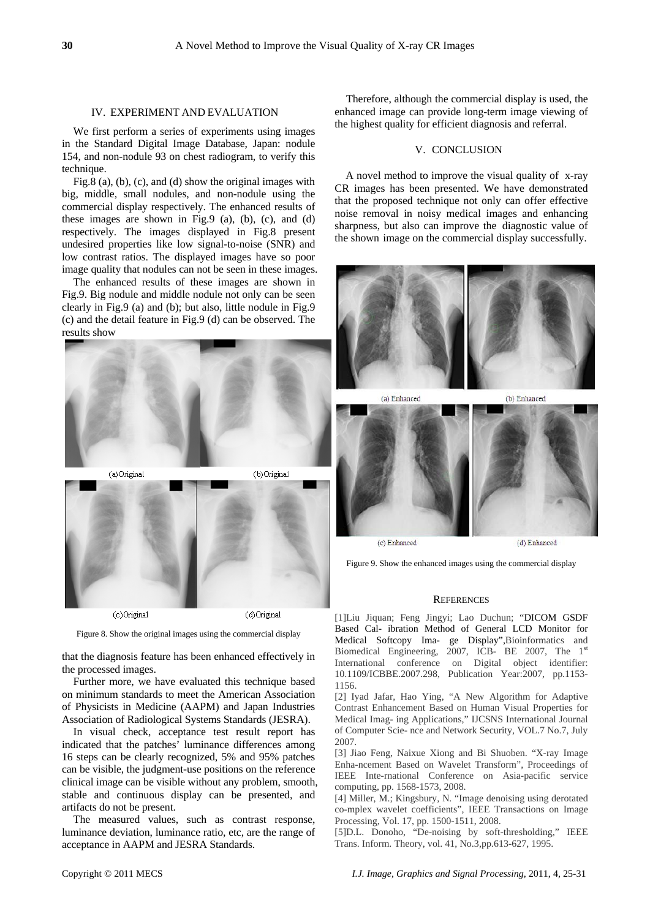## IV. EXPERIMENT AND EVALUATION

We first perform a series of experiments using images in the Standard Digital Image Database, Japan: nodule 154, and non-nodule 93 on chest radiogram, to verify this technique.

Fig.8 (a), (b), (c), and (d) show the original images with big, middle, small nodules, and non-nodule using the commercial display respectively. The enhanced results of these images are shown in Fig.9 (a), (b), (c), and (d) respectively. The images displayed in Fig.8 present undesired properties like low signal-to-noise (SNR) and low contrast ratios. The displayed images have so poor image quality that nodules can not be seen in these images.

The enhanced results of these images are shown in Fig.9. Big nodule and middle nodule not only can be seen clearly in Fig.9 (a) and (b); but also, little nodule in Fig.9 (c) and the detail feature in Fig.9 (d) can be observed. The results show that the diagnosis feature has been enhanced effectively in the processed images.

(a)Original (b)Original (c)Original (d)Original

Figure 8. Show the original images using the commercial display

Further more, we have evaluated this technique based on minimum standards to meet the American Association of Physicists in Medicine (AAPM) and Japan Industries Association of Radiological Systems Standards (JESRA).

In visual check, acceptance test result report has indicated that the patches' luminance differences among 16 steps can be clearly recognized, 5% and 95% patches can be visible, the judgment-use positions on the reference clinical image can be visible without any problem, smooth, stable and continuous display can be presented, and artifacts do not be present.

The measured values, such as contrast response, luminance deviation, luminance ratio, etc, are the range of acceptance in AAPM and JESRA Standards.

Therefore, although the commercial display is used, the enhanced image can provide long-term image viewing of the highest quality for efficient diagnosis and referral.

## V. CONCLUSION

A novel method to improve the visual quality of x-ray CR images has been presented. We have demonstrated that the proposed technique not only can offer effective noise removal in noisy medical images and enhancing sharpness, but also can improve the diagnostic value of the shown image on the commercial display successfully.

(a) Enhanced (b) Enhanced (c) Enhanced (d) Enhanced

Figure 9. Show the enhanced images using the commercial display

## REFERENCES

[1]Liu Jiquan; Feng Jingyi; Lao Duchun; "DICOM GSDF Based Cal- ibration Method of General LCD Monitor for Medical Softcopy Ima- ge Display",Bioinformatics and Biomedical Engineering, 2007, ICB- BE 2007, The 1st International conference on Digital object identifier: 10.1109/ICBBE.2007.298, Publication Year:2007, pp.1153-1156.

[2] Iyad Jafar, Hao Ying, "A New Algorithm for Adaptive Contrast Enhancement Based on Human Visual Properties for Medical Imag- ing Applications," IJCSNS International Journal of Computer Scie- nce and Network Security, VOL.7 No.7, July 2007.

[3] Jiao Feng, Naixue Xiong and Bi Shuoben. "X-ray Image Enha-ncement Based on Wavelet Transform", Proceedings of IEEE Inte-rnational Conference on Asia-pacific service computing, pp. 1568-1573, 2008.

[4] Miller, M.; Kingsbury, N. "Image denoising using derotated co-mplex wavelet coefficients", IEEE Transactions on Image Processing, Vol. 17, pp. 1500-1511, 2008.

[5]D.L. Donoho, "De-noising by soft-thresholding," IEEE Trans. Inform. Theory, vol. 41, No.3,pp.613-627, 1995.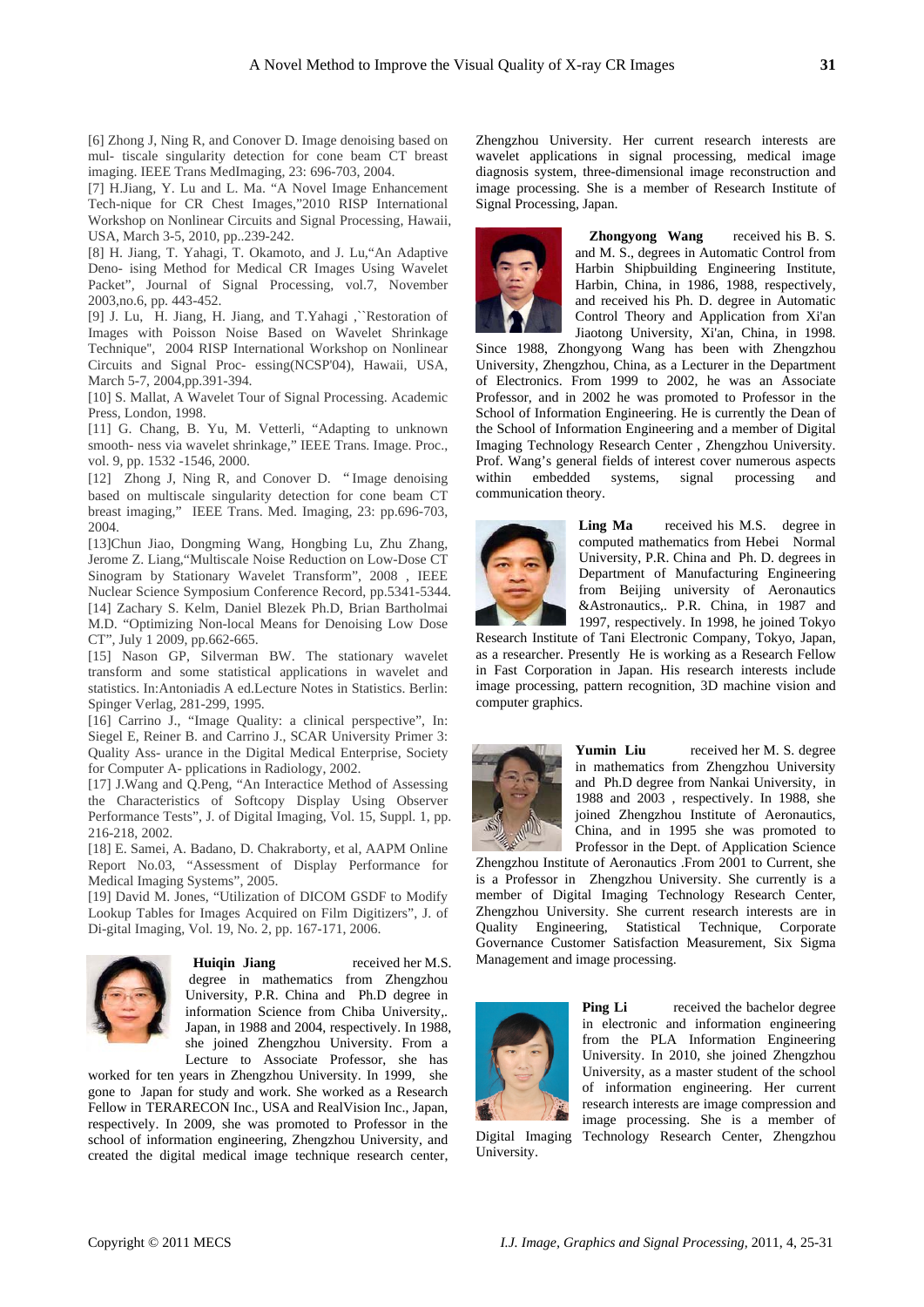[6] Zhong J, Ning R, and Conover D. Image denoising based on mul- tiscale singularity detection for cone beam CT breast imaging. IEEE Trans MedImaging, 23: 696-703, 2004.

[7] H.Jiang, Y. Lu and L. Ma. "A Novel Image Enhancement Tech-nique for CR Chest Images,"2010 RISP International Workshop on Nonlinear Circuits and Signal Processing, Hawaii, USA, March 3-5, 2010, pp..239-242.

[8] H. Jiang, T. Yahagi, T. Okamoto, and J. Lu,"An Adaptive Deno- ising Method for Medical CR Images Using Wavelet Packet", Journal of Signal Processing, vol.7, November 2003,no.6, pp. 443-452.

[9] J. Lu, H. Jiang, H. Jiang, and T.Yahagi ,``Restoration of Images with Poisson Noise Based on Wavelet Shrinkage Technique'', 2004 RISP International Workshop on Nonlinear Circuits and Signal Proc- essing(NCSP'04), Hawaii, USA, March 5-7, 2004,pp.391-394.

[10] S. Mallat, A Wavelet Tour of Signal Processing. Academic Press, London, 1998.

[11] G. Chang, B. Yu, M. Vetterli, "Adapting to unknown smooth- ness via wavelet shrinkage," IEEE Trans. Image. Proc., vol. 9, pp. 1532 -1546, 2000.

[12] Zhong J, Ning R, and Conover D. "Image denoising based on multiscale singularity detection for cone beam CT breast imaging," IEEE Trans. Med. Imaging, 23: pp.696-703, 2004.

[13]Chun Jiao, Dongming Wang, Hongbing Lu, Zhu Zhang, Jerome Z. Liang,"Multiscale Noise Reduction on Low-Dose CT Sinogram by Stationary Wavelet Transform", 2008 , IEEE Nuclear Science Symposium Conference Record, pp.5341-5344.

[14] Zachary S. Kelm, Daniel Blezek Ph.D, Brian Bartholmai M.D. "Optimizing Non-local Means for Denoising Low Dose CT", July 1 2009, pp.662-665.

[15] Nason GP, Silverman BW. The stationary wavelet transform and some statistical applications in wavelet and statistics. In:Antoniadis A ed.Lecture Notes in Statistics. Berlin: Spinger Verlag, 281-299, 1995.

[16] Carrino J., "Image Quality: a clinical perspective", In: Siegel E, Reiner B. and Carrino J., SCAR University Primer 3: Quality Ass- urance in the Digital Medical Enterprise, Society for Computer A- pplications in Radiology, 2002.

[17] J.Wang and Q.Peng, "An Interactice Method of Assessing the Characteristics of Softcopy Display Using Observer Performance Tests", J. of Digital Imaging, Vol. 15, Suppl. 1, pp. 216-218, 2002.

[18] E. Samei, A. Badano, D. Chakraborty, et al, AAPM Online Report No.03, "Assessment of Display Performance for Medical Imaging Systems", 2005.

[19] David M. Jones, "Utilization of DICOM GSDF to Modify Lookup Tables for Images Acquired on Film Digitizers", J. of Di-gital Imaging, Vol. 19, No. 2, pp. 167-171, 2006.

**Huiqin Jiang** received her M.S. degree in mathematics from Zhengzhou University, P.R. China and Ph.D degree in information Science from Chiba University,. Japan, in 1988 and 2004, respectively. In 1988, she joined Zhengzhou University. From a Lecture to Associate Professor, she has worked for ten years in Zhengzhou University. In 1999, she gone to Japan for study and work. She worked as a Research Fellow in TERARECON Inc., USA and RealVision Inc., Japan, respectively. In 2009, she was promoted to Professor in the school of information engineering, Zhengzhou University, and created the digital medical image technique research center, Zhengzhou University. Her current research interests are wavelet applications in signal processing, medical image diagnosis system, three-dimensional image reconstruction and image processing. She is a member of Research Institute of Signal Processing, Japan.

**Zhongyong Wang** received his B. S. and M. S., degrees in Automatic Control from Harbin Shipbuilding Engineering Institute, Harbin, China, in 1986, 1988, respectively, and received his Ph. D. degree in Automatic Control Theory and Application from Xi'an Jiaotong University, Xi'an, China, in 1998. Since 1988, Zhongyong Wang has been with Zhengzhou University, Zhengzhou, China, as a Lecturer in the Department of Electronics. From 1999 to 2002, he was an Associate Professor, and in 2002 he was promoted to Professor in the School of Information Engineering. He is currently the Dean of the School of Information Engineering and a member of Digital Imaging Technology Research Center , Zhengzhou University. Prof. Wang's general fields of interest cover numerous aspects within embedded systems, signal processing and communication theory.

**Ling Ma** received his M.S. degree in computed mathematics from Hebei Normal University, P.R. China and Ph. D. degrees in Department of Manufacturing Engineering from Beijing university of Aeronautics &Astronautics,. P.R. China, in 1987 and 1997, respectively. In 1998, he joined Tokyo Research Institute of Tani Electronic Company, Tokyo, Japan, as a researcher. Presently He is working as a Research Fellow in Fast Corporation in Japan. His research interests include image processing, pattern recognition, 3D machine vision and computer graphics.

**Yumin Liu** received her M. S. degree in mathematics from Zhengzhou University and Ph.D degree from Zhengzhou University in 1988 and 2003 , respectively. In 1988, she joined Zhengzhou Institute of Aeronautics, China, and in 1995 she was promoted to Professor in the Dept. of Application Science Zhengzhou Institute of Aeronautics .From 2001 to Current, she is a Professor in Zhengzhou University. She currently is a member of Digital Imaging Technology Research Center, Zhengzhou University. She current research interests are in Quality Engineering, Statistical Technique, Corporate Governance Customer Satisfaction Measurement, Six Sigma Management and image processing.

**Ping Li** received the bachelor degree in electronic and information engineering from the PLA Information Engineering University. In 2010, she joined Zhengzhou University, as a master student of the school of information engineering. Her current research interests are image compression and image processing. She is a member of Digital Imaging Technology Research Center, Zhengzhou University.